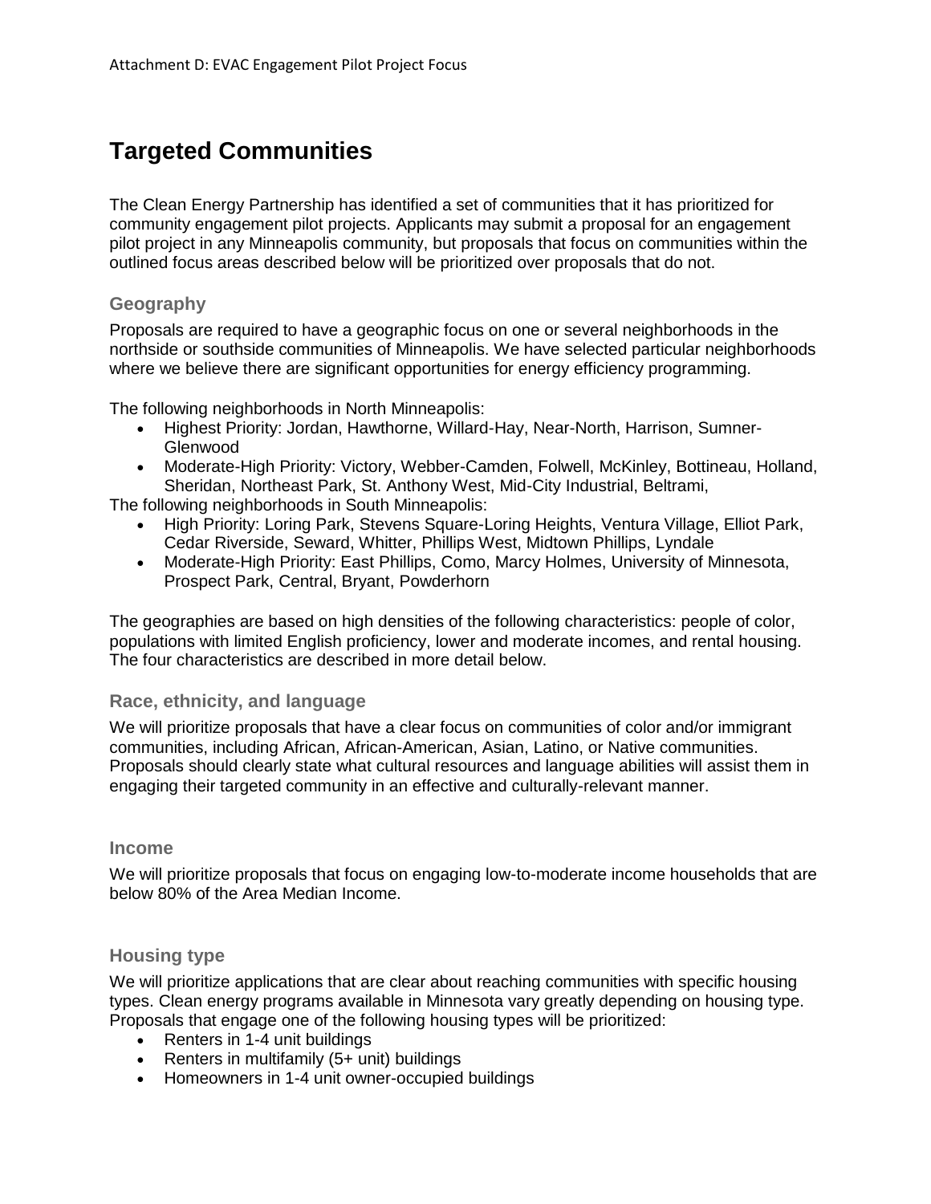Attachment D: EVAC Engagement Pilot Project Focus

# Targeted Communities

The Clean Energy Partnership has identified a set of communities that it has prioritized for community engagement pilot projects. Applicants may submit a proposal for an engagement pilot project in any Minneapolis community, but proposals that focus on communities within the outlined focus areas described below will be prioritized over proposals that do not.

### Geography

Proposals are required to have a geographic focus on one or several neighborhoods in the northside or southside communities of Minneapolis. We have selected particular neighborhoods where we believe there are significant opportunities for energy efficiency programming.

The following neighborhoods in North Minneapolis:

- Highest Priority: Jordan, Hawthorne, Willard-Hay, Near-North, Harrison, Sumner-Glenwood
- Moderate-High Priority: Victory, Webber-Camden, Folwell, McKinley, Bottineau, Holland, Sheridan, Northeast Park, St. Anthony West, Mid-City Industrial, Beltrami,

The following neighborhoods in South Minneapolis:

- High Priority: Loring Park, Stevens Square-Loring Heights, Ventura Village, Elliot Park, Cedar Riverside, Seward, Whitter, Phillips West, Midtown Phillips, Lyndale
- Moderate-High Priority: East Phillips, Como, Marcy Holmes, University of Minnesota, Prospect Park, Central, Bryant, Powderhorn

The geographies are based on high densities of the following characteristics: people of color, populations with limited English proficiency, lower and moderate incomes, and rental housing. The four characteristics are described in more detail below.

### Race, ethnicity, and language

We will prioritize proposals that have a clear focus on communities of color and/or immigrant communities, including African, African-American, Asian, Latino, or Native communities. Proposals should clearly state what cultural resources and language abilities will assist them in engaging their targeted community in an effective and culturally-relevant manner.

### Income

We will prioritize proposals that focus on engaging low-to-moderate income households that are below 80% of the Area Median Income.

### Housing type

We will prioritize applications that are clear about reaching communities with specific housing types. Clean energy programs available in Minnesota vary greatly depending on housing type. Proposals that engage one of the following housing types will be prioritized:

- Renters in 1-4 unit buildings
- Renters in multifamily (5+ unit) buildings
- Homeowners in 1-4 unit owner-occupied buildings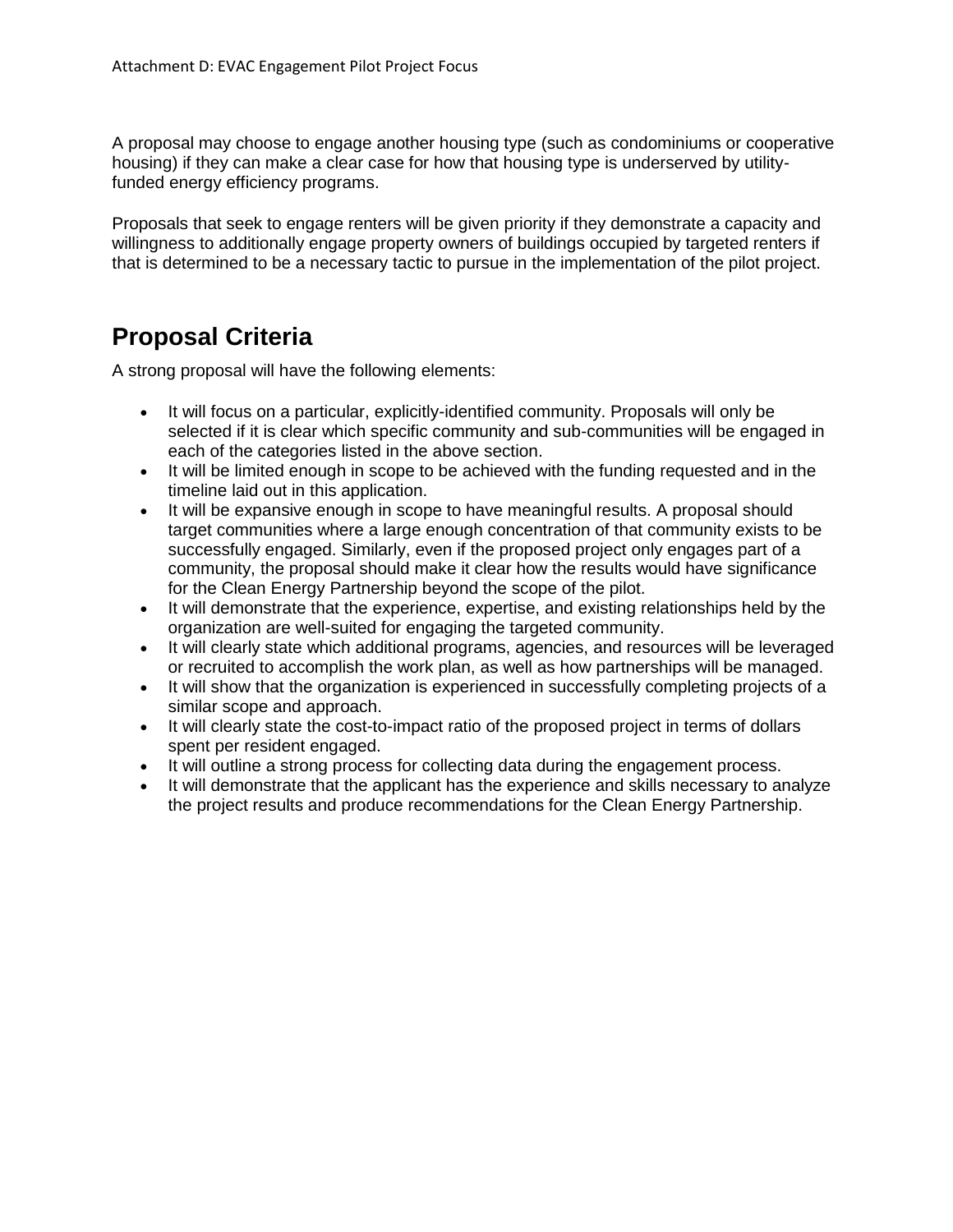A proposal may choose to engage another housing type (such as condominiums or cooperative housing) if they can make a clear case for how that housing type is underserved by utility-funded energy efficiency programs.

Proposals that seek to engage renters will be given priority if they demonstrate a capacity and willingness to additionally engage property owners of buildings occupied by targeted renters if that is determined to be a necessary tactic to pursue in the implementation of the pilot project.

## Proposal Criteria

A strong proposal will have the following elements:

- It will focus on a particular, explicitly-identified community. Proposals will only be selected if it is clear which specific community and sub-communities will be engaged in each of the categories listed in the above section.
- It will be limited enough in scope to be achieved with the funding requested and in the timeline laid out in this application.
- It will be expansive enough in scope to have meaningful results. A proposal should target communities where a large enough concentration of that community exists to be successfully engaged. Similarly, even if the proposed project only engages part of a community, the proposal should make it clear how the results would have significance for the Clean Energy Partnership beyond the scope of the pilot.
- It will demonstrate that the experience, expertise, and existing relationships held by the organization are well-suited for engaging the targeted community.
- It will clearly state which additional programs, agencies, and resources will be leveraged or recruited to accomplish the work plan, as well as how partnerships will be managed.
- It will show that the organization is experienced in successfully completing projects of a similar scope and approach.
- It will clearly state the cost-to-impact ratio of the proposed project in terms of dollars spent per resident engaged.
- It will outline a strong process for collecting data during the engagement process.
- It will demonstrate that the applicant has the experience and skills necessary to analyze the project results and produce recommendations for the Clean Energy Partnership.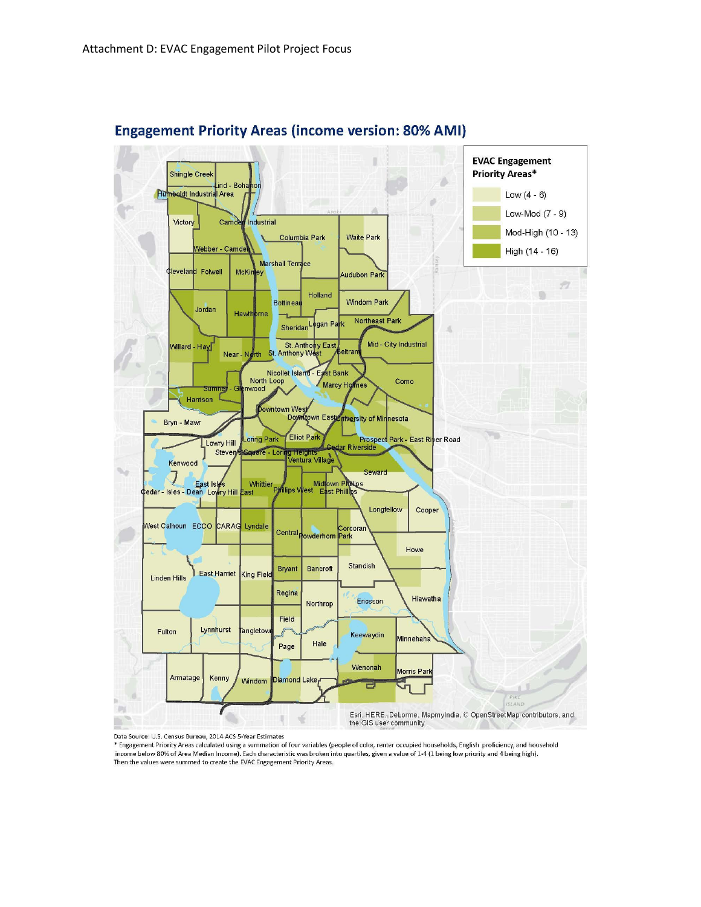Attachment D: EVAC Engagement Pilot Project Focus

## Engagement Priority Areas (income version: 80% AMI)

EVAC Engagement Priority Areas*

Low (4 - 6)

Low-Mod (7 - 9)

Mod-High (10 - 13)

High (14 - 16)

Esri, HERE, DeLorme, MapmyIndia, © OpenStreetMap contributors, and the GIS user community

Data Source: U.S. Census Bureau, 2014 ACS 5-Year Estimates

* Engagement Priority Areas calculated using a summation of four variables (people of color, renter occupied households, English proficiency, and household income below 80% of Area Median Income). Each characteristic was broken into quartiles, given a value of 1-4 (1 being low priority and 4 being high). Then the values were summed to create the EVAC Engagement Priority Areas.